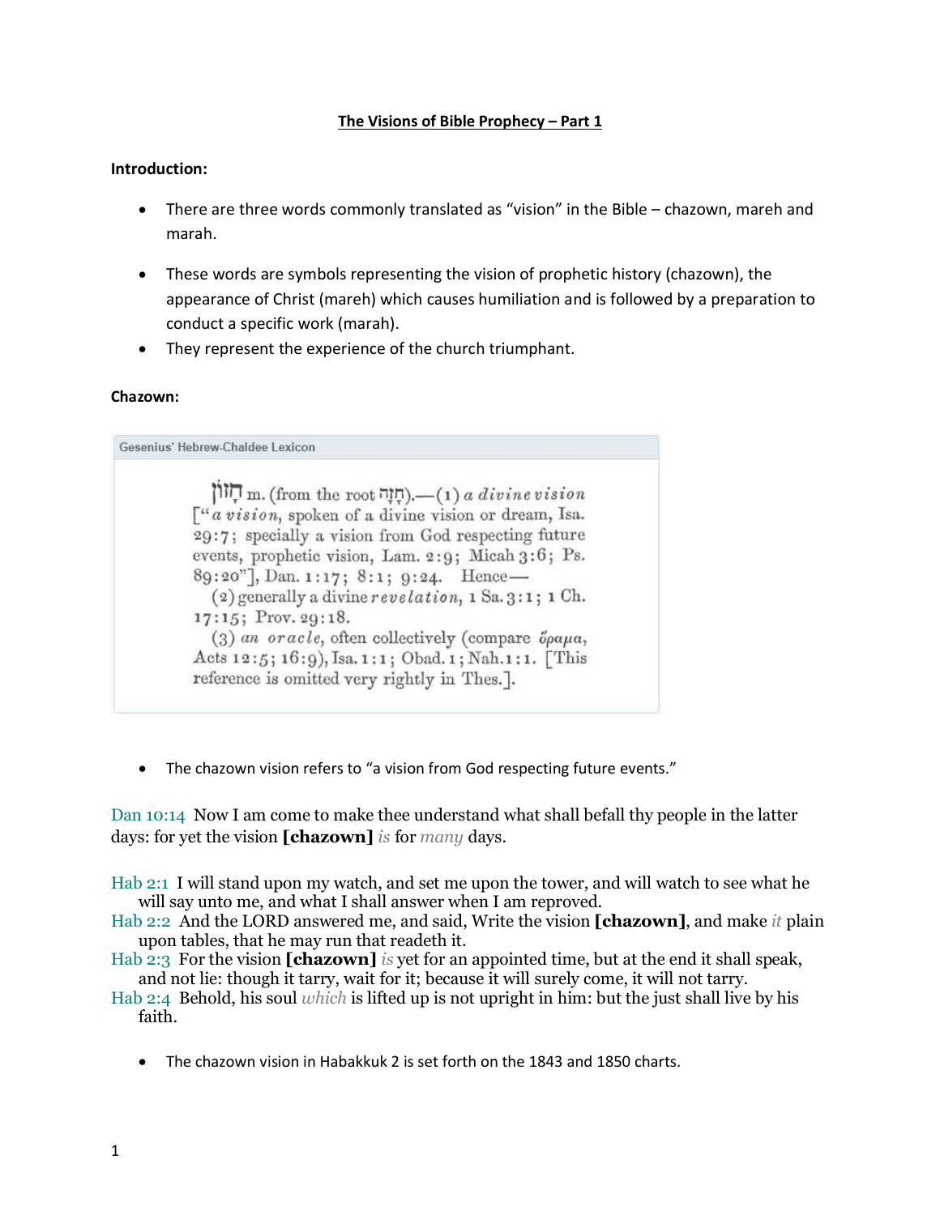# The Visions of Bible Prophecy – Part 1

**Introduction:**

- There are three words commonly translated as "vision" in the Bible – chazown, mareh and marah.
- These words are symbols representing the vision of prophetic history (chazown), the appearance of Christ (mareh) which causes humiliation and is followed by a preparation to conduct a specific work (marah).
- They represent the experience of the church triumphant.

**Chazown:**

Gesenius' Hebrew-Chaldee Lexicon

חָזוֹן m. (from the root חָזָה).—(1) *a divine vision* ["*a vision*, spoken of a divine vision or dream, Isa. 29:7; specially a vision from God respecting future events, prophetic vision, Lam. 2:9; Micah 3:6; Ps. 89:20"], Dan. 1:17; 8:1; 9:24. Hence—

(2) generally a divine *revelation*, 1 Sa. 3:1; 1 Ch. 17:15; Prov. 29:18.

(3) *an oracle*, often collectively (compare ὅραμα, Acts 12:5; 16:9), Isa. 1:1; Obad. 1; Nah. 1:1. [This reference is omitted very rightly in Thes.].

- The chazown vision refers to "a vision from God respecting future events."

Dan 10:14 Now I am come to make thee understand what shall befall thy people in the latter days: for yet the vision **[chazown]** *is* for *many* days.

Hab 2:1 I will stand upon my watch, and set me upon the tower, and will watch to see what he will say unto me, and what I shall answer when I am reproved.
Hab 2:2 And the LORD answered me, and said, Write the vision **[chazown]**, and make *it* plain upon tables, that he may run that readeth it.
Hab 2:3 For the vision **[chazown]** *is* yet for an appointed time, but at the end it shall speak, and not lie: though it tarry, wait for it; because it will surely come, it will not tarry.
Hab 2:4 Behold, his soul *which* is lifted up is not upright in him: but the just shall live by his faith.

- The chazown vision in Habakkuk 2 is set forth on the 1843 and 1850 charts.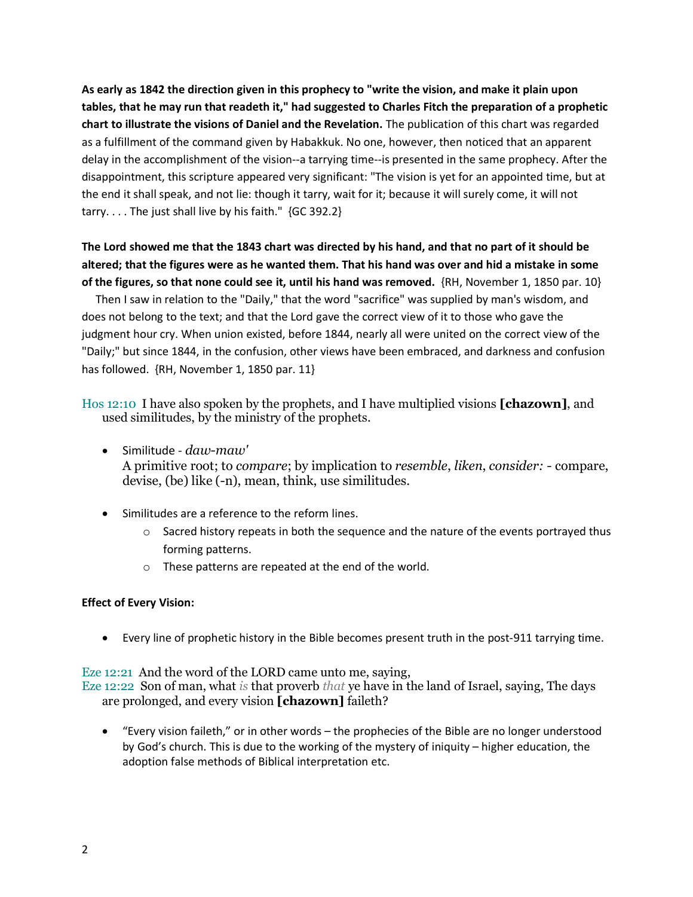**As early as 1842 the direction given in this prophecy to "write the vision, and make it plain upon tables, that he may run that readeth it," had suggested to Charles Fitch the preparation of a prophetic chart to illustrate the visions of Daniel and the Revelation.** The publication of this chart was regarded as a fulfillment of the command given by Habakkuk. No one, however, then noticed that an apparent delay in the accomplishment of the vision--a tarrying time--is presented in the same prophecy. After the disappointment, this scripture appeared very significant: "The vision is yet for an appointed time, but at the end it shall speak, and not lie: though it tarry, wait for it; because it will surely come, it will not tarry. . . . The just shall live by his faith." {GC 392.2}

**The Lord showed me that the 1843 chart was directed by his hand, and that no part of it should be altered; that the figures were as he wanted them. That his hand was over and hid a mistake in some of the figures, so that none could see it, until his hand was removed.** {RH, November 1, 1850 par. 10}

Then I saw in relation to the "Daily," that the word "sacrifice" was supplied by man's wisdom, and does not belong to the text; and that the Lord gave the correct view of it to those who gave the judgment hour cry. When union existed, before 1844, nearly all were united on the correct view of the "Daily;" but since 1844, in the confusion, other views have been embraced, and darkness and confusion has followed. {RH, November 1, 1850 par. 11}

Hos 12:10 I have also spoken by the prophets, and I have multiplied visions **[chazown]**, and used similitudes, by the ministry of the prophets.

- Similitude - *daw-maw'*
  A primitive root; to *compare*; by implication to *resemble*, *liken*, *consider:* - compare, devise, (be) like (-n), mean, think, use similitudes.

- Similitudes are a reference to the reform lines.
  - Sacred history repeats in both the sequence and the nature of the events portrayed thus forming patterns.
  - These patterns are repeated at the end of the world.

**Effect of Every Vision:**

- Every line of prophetic history in the Bible becomes present truth in the post-911 tarrying time.

Eze 12:21 And the word of the LORD came unto me, saying,
Eze 12:22 Son of man, what *is* that proverb *that* ye have in the land of Israel, saying, The days are prolonged, and every vision **[chazown]** faileth?

- "Every vision faileth," or in other words – the prophecies of the Bible are no longer understood by God's church. This is due to the working of the mystery of iniquity – higher education, the adoption false methods of Biblical interpretation etc.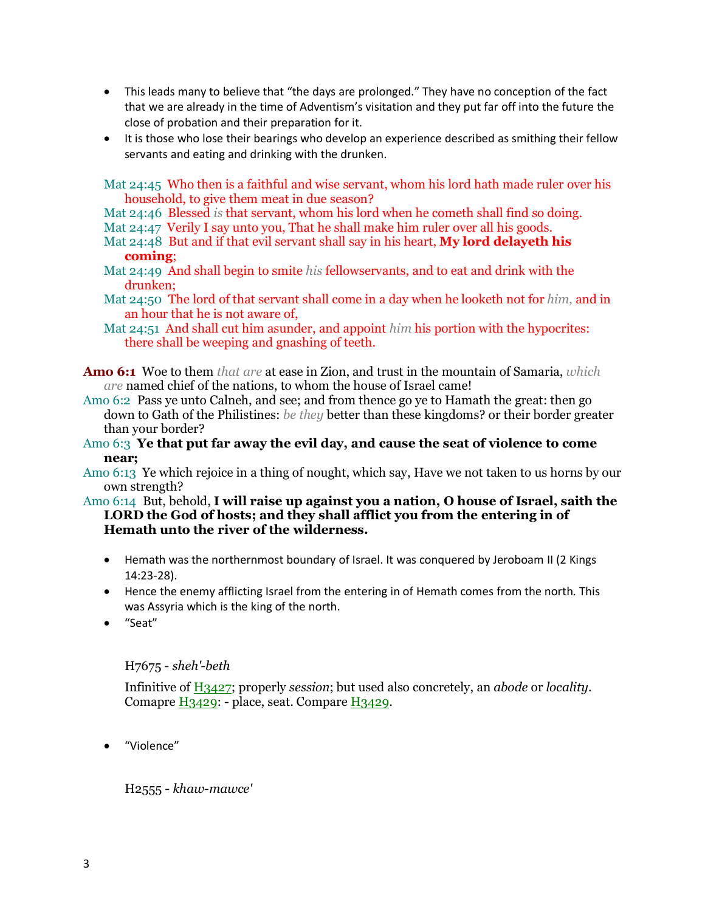- This leads many to believe that "the days are prolonged." They have no conception of the fact that we are already in the time of Adventism's visitation and they put far off into the future the close of probation and their preparation for it.
- It is those who lose their bearings who develop an experience described as smithing their fellow servants and eating and drinking with the drunken.

Mat 24:45 Who then is a faithful and wise servant, whom his lord hath made ruler over his household, to give them meat in due season?
Mat 24:46 Blessed *is* that servant, whom his lord when he cometh shall find so doing.
Mat 24:47 Verily I say unto you, That he shall make him ruler over all his goods.
Mat 24:48 But and if that evil servant shall say in his heart, **My lord delayeth his coming**;
Mat 24:49 And shall begin to smite *his* fellowservants, and to eat and drink with the drunken;
Mat 24:50 The lord of that servant shall come in a day when he looketh not for *him,* and in an hour that he is not aware of,
Mat 24:51 And shall cut him asunder, and appoint *him* his portion with the hypocrites: there shall be weeping and gnashing of teeth.

**Amo 6:1** Woe to them *that are* at ease in Zion, and trust in the mountain of Samaria, *which are* named chief of the nations, to whom the house of Israel came!
Amo 6:2 Pass ye unto Calneh, and see; and from thence go ye to Hamath the great: then go down to Gath of the Philistines: *be they* better than these kingdoms? or their border greater than your border?
Amo 6:3 **Ye that put far away the evil day, and cause the seat of violence to come near;**
Amo 6:13 Ye which rejoice in a thing of nought, which say, Have we not taken to us horns by our own strength?
Amo 6:14 But, behold, **I will raise up against you a nation, O house of Israel, saith the LORD the God of hosts; and they shall afflict you from the entering in of Hemath unto the river of the wilderness.**

- Hemath was the northernmost boundary of Israel. It was conquered by Jeroboam II (2 Kings 14:23-28).
- Hence the enemy afflicting Israel from the entering in of Hemath comes from the north. This was Assyria which is the king of the north.
- "Seat"

  H7675 - *sheh'-beth*

  Infinitive of H3427; properly *session*; but used also concretely, an *abode* or *locality*. Comapre H3429: - place, seat. Compare H3429.

- "Violence"

  H2555 - *khaw-mawce'*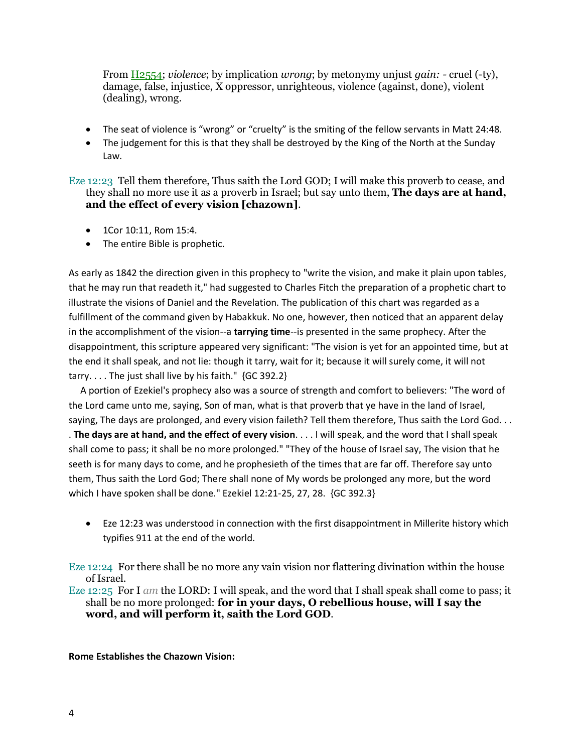From H2554; *violence*; by implication *wrong*; by metonymy unjust *gain:* - cruel (-ty), damage, false, injustice, X oppressor, unrighteous, violence (against, done), violent (dealing), wrong.

- The seat of violence is "wrong" or "cruelty" is the smiting of the fellow servants in Matt 24:48.
- The judgement for this is that they shall be destroyed by the King of the North at the Sunday Law.

Eze 12:23 Tell them therefore, Thus saith the Lord GOD; I will make this proverb to cease, and they shall no more use it as a proverb in Israel; but say unto them, **The days are at hand, and the effect of every vision [chazown]**.

- 1Cor 10:11, Rom 15:4.
- The entire Bible is prophetic.

As early as 1842 the direction given in this prophecy to "write the vision, and make it plain upon tables, that he may run that readeth it," had suggested to Charles Fitch the preparation of a prophetic chart to illustrate the visions of Daniel and the Revelation. The publication of this chart was regarded as a fulfillment of the command given by Habakkuk. No one, however, then noticed that an apparent delay in the accomplishment of the vision--a **tarrying time**--is presented in the same prophecy. After the disappointment, this scripture appeared very significant: "The vision is yet for an appointed time, but at the end it shall speak, and not lie: though it tarry, wait for it; because it will surely come, it will not tarry. . . . The just shall live by his faith." {GC 392.2}

A portion of Ezekiel's prophecy also was a source of strength and comfort to believers: "The word of the Lord came unto me, saying, Son of man, what is that proverb that ye have in the land of Israel, saying, The days are prolonged, and every vision faileth? Tell them therefore, Thus saith the Lord God. . . . **The days are at hand, and the effect of every vision**. . . . I will speak, and the word that I shall speak shall come to pass; it shall be no more prolonged." "They of the house of Israel say, The vision that he seeth is for many days to come, and he prophesieth of the times that are far off. Therefore say unto them, Thus saith the Lord God; There shall none of My words be prolonged any more, but the word which I have spoken shall be done." Ezekiel 12:21-25, 27, 28. {GC 392.3}

- Eze 12:23 was understood in connection with the first disappointment in Millerite history which typifies 911 at the end of the world.

Eze 12:24 For there shall be no more any vain vision nor flattering divination within the house of Israel.

Eze 12:25 For I *am* the LORD: I will speak, and the word that I shall speak shall come to pass; it shall be no more prolonged: **for in your days, O rebellious house, will I say the word, and will perform it, saith the Lord GOD**.

**Rome Establishes the Chazown Vision:**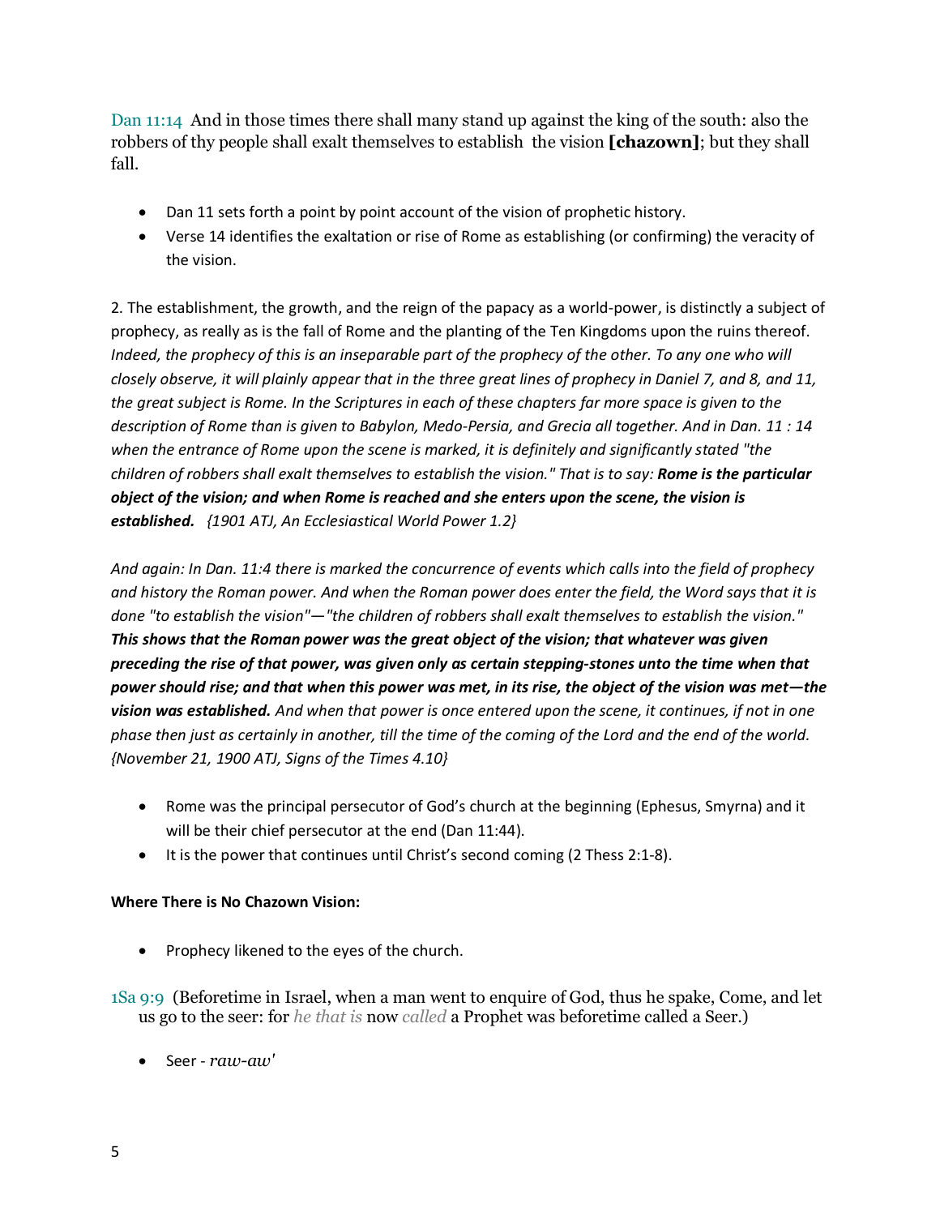Dan 11:14  And in those times there shall many stand up against the king of the south: also the robbers of thy people shall exalt themselves to establish  the vision **[chazown]**; but they shall fall.

- Dan 11 sets forth a point by point account of the vision of prophetic history.
- Verse 14 identifies the exaltation or rise of Rome as establishing (or confirming) the veracity of the vision.

2. The establishment, the growth, and the reign of the papacy as a world-power, is distinctly a subject of prophecy, as really as is the fall of Rome and the planting of the Ten Kingdoms upon the ruins thereof. *Indeed, the prophecy of this is an inseparable part of the prophecy of the other. To any one who will closely observe, it will plainly appear that in the three great lines of prophecy in Daniel 7, and 8, and 11, the great subject is Rome. In the Scriptures in each of these chapters far more space is given to the description of Rome than is given to Babylon, Medo-Persia, and Grecia all together. And in Dan. 11 : 14 when the entrance of Rome upon the scene is marked, it is definitely and significantly stated "the children of robbers shall exalt themselves to establish the vision." That is to say:* ***Rome is the particular object of the vision; and when Rome is reached and she enters upon the scene, the vision is established.*** *{1901 ATJ, An Ecclesiastical World Power 1.2}*

*And again: In Dan. 11:4 there is marked the concurrence of events which calls into the field of prophecy and history the Roman power. And when the Roman power does enter the field, the Word says that it is done "to establish the vision"—"the children of robbers shall exalt themselves to establish the vision."* ***This shows that the Roman power was the great object of the vision; that whatever was given preceding the rise of that power, was given only as certain stepping-stones unto the time when that power should rise; and that when this power was met, in its rise, the object of the vision was met—the vision was established.*** *And when that power is once entered upon the scene, it continues, if not in one phase then just as certainly in another, till the time of the coming of the Lord and the end of the world. {November 21, 1900 ATJ, Signs of the Times 4.10}*

- Rome was the principal persecutor of God's church at the beginning (Ephesus, Smyrna) and it will be their chief persecutor at the end (Dan 11:44).
- It is the power that continues until Christ's second coming (2 Thess 2:1-8).

**Where There is No Chazown Vision:**

- Prophecy likened to the eyes of the church.

1Sa 9:9  (Beforetime in Israel, when a man went to enquire of God, thus he spake, Come, and let us go to the seer: for *he that is* now *called* a Prophet was beforetime called a Seer.)

- Seer - *raw-aw'*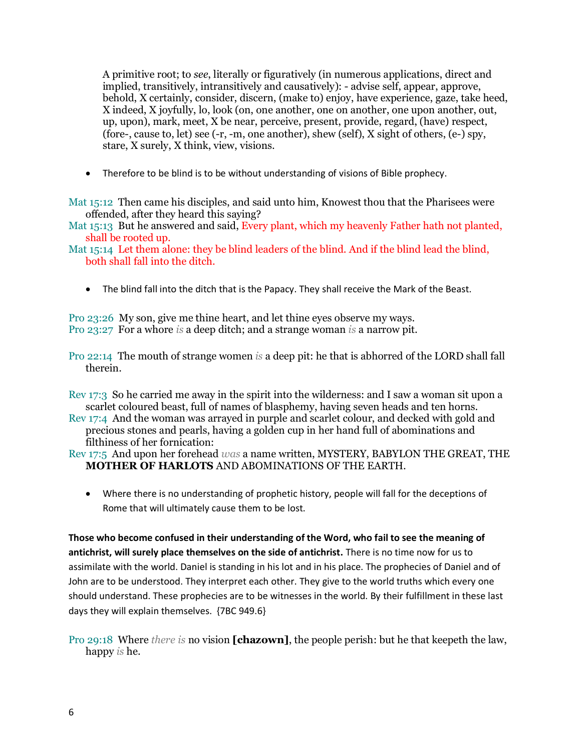A primitive root; to *see*, literally or figuratively (in numerous applications, direct and implied, transitively, intransitively and causatively): - advise self, appear, approve, behold, X certainly, consider, discern, (make to) enjoy, have experience, gaze, take heed, X indeed, X joyfully, lo, look (on, one another, one on another, one upon another, out, up, upon), mark, meet, X be near, perceive, present, provide, regard, (have) respect, (fore-, cause to, let) see (-r, -m, one another), shew (self), X sight of others, (e-) spy, stare, X surely, X think, view, visions.

- Therefore to be blind is to be without understanding of visions of Bible prophecy.

Mat 15:12 Then came his disciples, and said unto him, Knowest thou that the Pharisees were offended, after they heard this saying?
Mat 15:13 But he answered and said, Every plant, which my heavenly Father hath not planted, shall be rooted up.
Mat 15:14 Let them alone: they be blind leaders of the blind. And if the blind lead the blind, both shall fall into the ditch.

- The blind fall into the ditch that is the Papacy. They shall receive the Mark of the Beast.

Pro 23:26 My son, give me thine heart, and let thine eyes observe my ways.
Pro 23:27 For a whore *is* a deep ditch; and a strange woman *is* a narrow pit.

Pro 22:14 The mouth of strange women *is* a deep pit: he that is abhorred of the LORD shall fall therein.

Rev 17:3 So he carried me away in the spirit into the wilderness: and I saw a woman sit upon a scarlet coloured beast, full of names of blasphemy, having seven heads and ten horns.
Rev 17:4 And the woman was arrayed in purple and scarlet colour, and decked with gold and precious stones and pearls, having a golden cup in her hand full of abominations and filthiness of her fornication:
Rev 17:5 And upon her forehead *was* a name written, MYSTERY, BABYLON THE GREAT, THE **MOTHER OF HARLOTS** AND ABOMINATIONS OF THE EARTH.

- Where there is no understanding of prophetic history, people will fall for the deceptions of Rome that will ultimately cause them to be lost.

**Those who become confused in their understanding of the Word, who fail to see the meaning of antichrist, will surely place themselves on the side of antichrist.** There is no time now for us to assimilate with the world. Daniel is standing in his lot and in his place. The prophecies of Daniel and of John are to be understood. They interpret each other. They give to the world truths which every one should understand. These prophecies are to be witnesses in the world. By their fulfillment in these last days they will explain themselves. {7BC 949.6}

Pro 29:18 Where *there is* no vision **[chazown]**, the people perish: but he that keepeth the law, happy *is* he.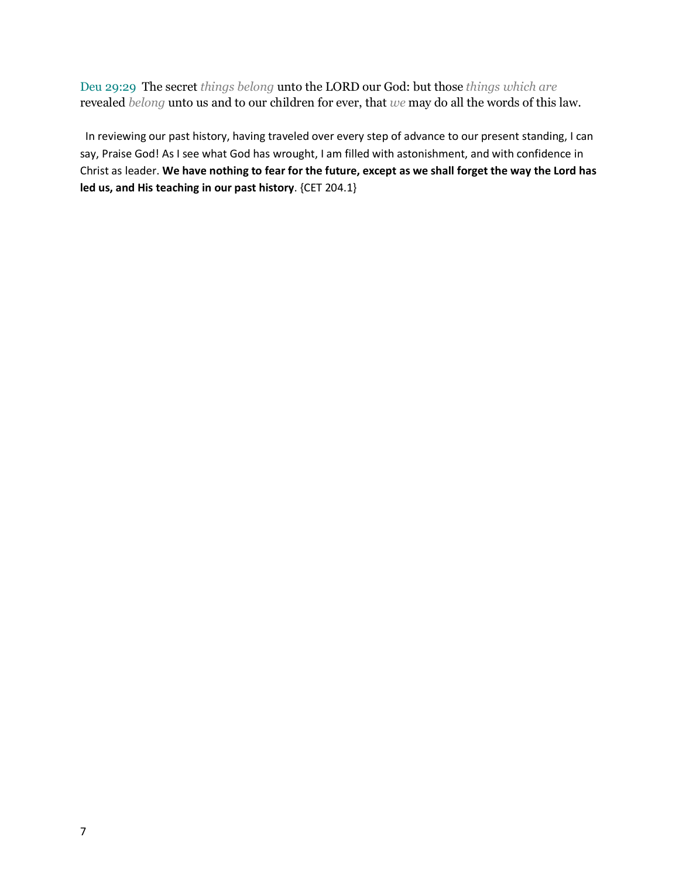Deu 29:29 The secret *things belong* unto the LORD our God: but those *things which are* revealed *belong* unto us and to our children for ever, that *we* may do all the words of this law.

In reviewing our past history, having traveled over every step of advance to our present standing, I can say, Praise God! As I see what God has wrought, I am filled with astonishment, and with confidence in Christ as leader. **We have nothing to fear for the future, except as we shall forget the way the Lord has led us, and His teaching in our past history**. {CET 204.1}